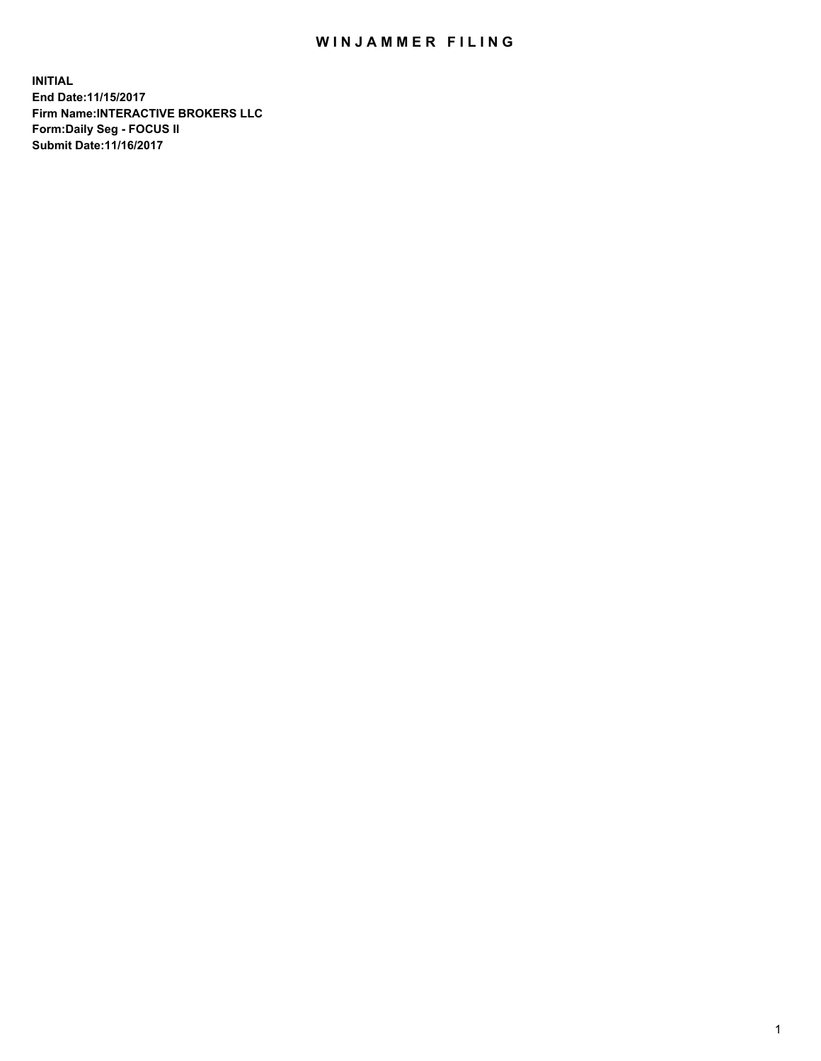# WINJAMMER FILING

**INITIAL**
**End Date:11/15/2017**
**Firm Name:INTERACTIVE BROKERS LLC**
**Form:Daily Seg - FOCUS II**
**Submit Date:11/16/2017**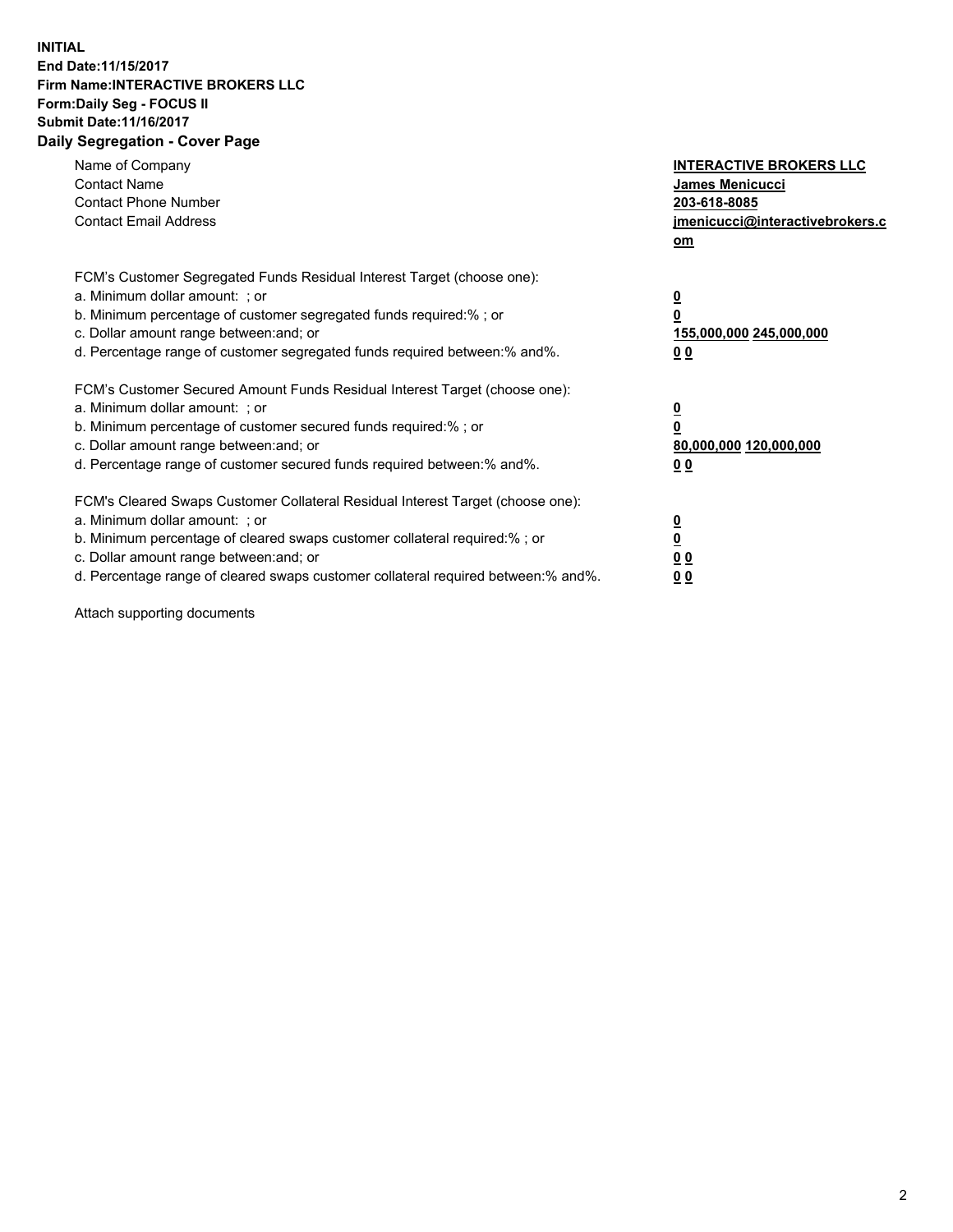**INITIAL**
**End Date:11/15/2017**
**Firm Name:INTERACTIVE BROKERS LLC**
**Form:Daily Seg - FOCUS II**
**Submit Date:11/16/2017**

## Daily Segregation - Cover Page

| | |
|---|---|
| Name of Company | **INTERACTIVE BROKERS LLC** |
| Contact Name | **James Menicucci** |
| Contact Phone Number | **203-618-8085** |
| Contact Email Address | **jmenicucci@interactivebrokers.com** |

FCM's Customer Segregated Funds Residual Interest Target (choose one):

| | |
|---|---|
| a. Minimum dollar amount: ; or | **0** |
| b. Minimum percentage of customer segregated funds required:% ; or | **0** |
| c. Dollar amount range between:and; or | **155,000,000 245,000,000** |
| d. Percentage range of customer segregated funds required between:% and%. | **0 0** |

FCM's Customer Secured Amount Funds Residual Interest Target (choose one):

| | |
|---|---|
| a. Minimum dollar amount: ; or | **0** |
| b. Minimum percentage of customer secured funds required:% ; or | **0** |
| c. Dollar amount range between:and; or | **80,000,000 120,000,000** |
| d. Percentage range of customer secured funds required between:% and%. | **0 0** |

FCM's Cleared Swaps Customer Collateral Residual Interest Target (choose one):

| | |
|---|---|
| a. Minimum dollar amount: ; or | **0** |
| b. Minimum percentage of cleared swaps customer collateral required:% ; or | **0** |
| c. Dollar amount range between:and; or | **0 0** |
| d. Percentage range of cleared swaps customer collateral required between:% and%. | **0 0** |

Attach supporting documents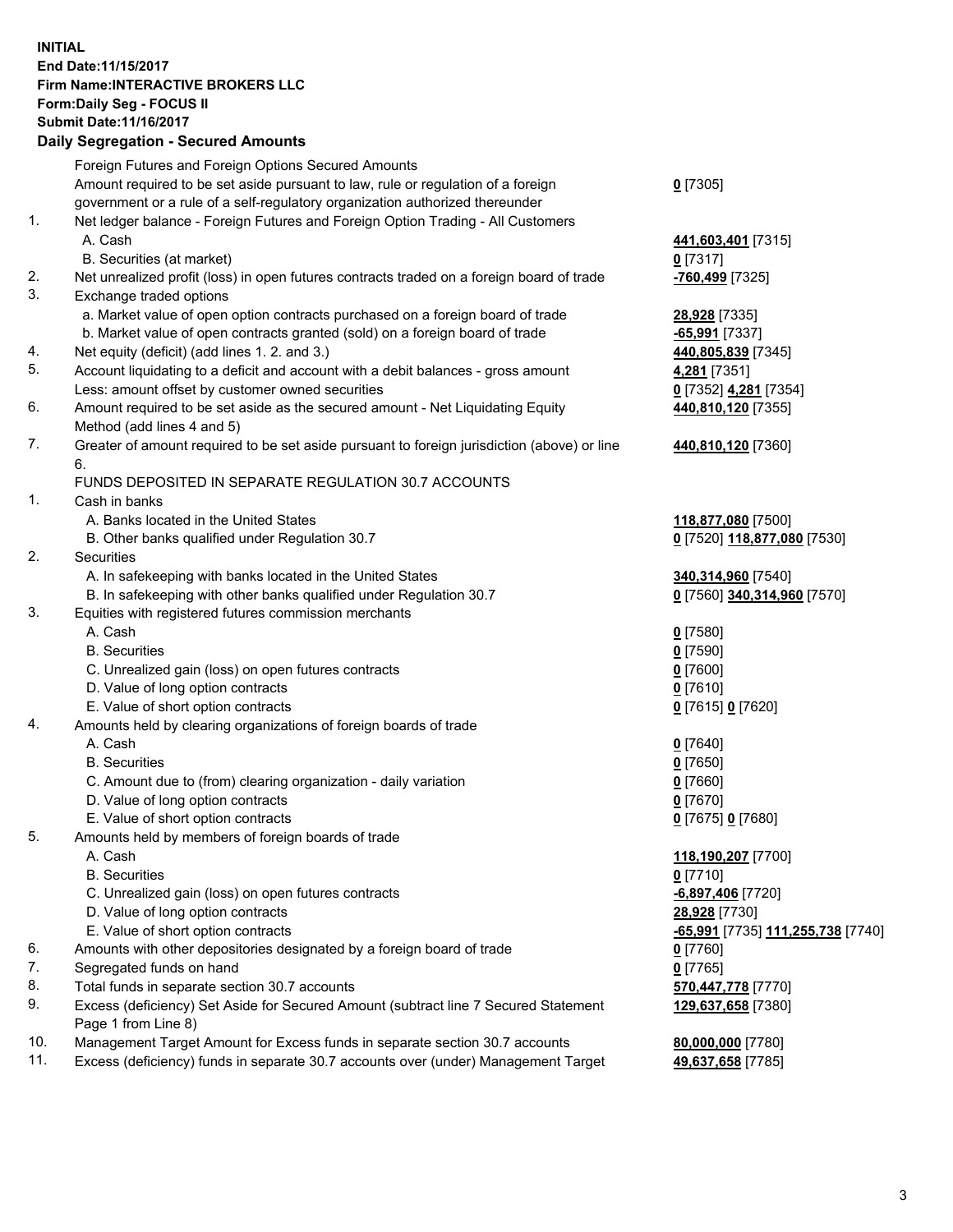**INITIAL**
**End Date:11/15/2017**
**Firm Name:INTERACTIVE BROKERS LLC**
**Form:Daily Seg - FOCUS II**
**Submit Date:11/16/2017**

## Daily Segregation - Secured Amounts

| | | |
|---|---|---|
| | Foreign Futures and Foreign Options Secured Amounts | |
| | Amount required to be set aside pursuant to law, rule or regulation of a foreign government or a rule of a self-regulatory organization authorized thereunder | **0** [7305] |
| 1. | Net ledger balance - Foreign Futures and Foreign Option Trading - All Customers | |
| | A. Cash | **441,603,401** [7315] |
| | B. Securities (at market) | **0** [7317] |
| 2. | Net unrealized profit (loss) in open futures contracts traded on a foreign board of trade | **-760,499** [7325] |
| 3. | Exchange traded options | |
| | a. Market value of open option contracts purchased on a foreign board of trade | **28,928** [7335] |
| | b. Market value of open contracts granted (sold) on a foreign board of trade | **-65,991** [7337] |
| 4. | Net equity (deficit) (add lines 1. 2. and 3.) | **440,805,839** [7345] |
| 5. | Account liquidating to a deficit and account with a debit balances - gross amount | **4,281** [7351] |
| | Less: amount offset by customer owned securities | **0** [7352] **4,281** [7354] |
| 6. | Amount required to be set aside as the secured amount - Net Liquidating Equity Method (add lines 4 and 5) | **440,810,120** [7355] |
| 7. | Greater of amount required to be set aside pursuant to foreign jurisdiction (above) or line 6. | **440,810,120** [7360] |
| | FUNDS DEPOSITED IN SEPARATE REGULATION 30.7 ACCOUNTS | |
| 1. | Cash in banks | |
| | A. Banks located in the United States | **118,877,080** [7500] |
| | B. Other banks qualified under Regulation 30.7 | **0** [7520] **118,877,080** [7530] |
| 2. | Securities | |
| | A. In safekeeping with banks located in the United States | **340,314,960** [7540] |
| | B. In safekeeping with other banks qualified under Regulation 30.7 | **0** [7560] **340,314,960** [7570] |
| 3. | Equities with registered futures commission merchants | |
| | A. Cash | **0** [7580] |
| | B. Securities | **0** [7590] |
| | C. Unrealized gain (loss) on open futures contracts | **0** [7600] |
| | D. Value of long option contracts | **0** [7610] |
| | E. Value of short option contracts | **0** [7615] **0** [7620] |
| 4. | Amounts held by clearing organizations of foreign boards of trade | |
| | A. Cash | **0** [7640] |
| | B. Securities | **0** [7650] |
| | C. Amount due to (from) clearing organization - daily variation | **0** [7660] |
| | D. Value of long option contracts | **0** [7670] |
| | E. Value of short option contracts | **0** [7675] **0** [7680] |
| 5. | Amounts held by members of foreign boards of trade | |
| | A. Cash | **118,190,207** [7700] |
| | B. Securities | **0** [7710] |
| | C. Unrealized gain (loss) on open futures contracts | **-6,897,406** [7720] |
| | D. Value of long option contracts | **28,928** [7730] |
| | E. Value of short option contracts | **-65,991** [7735] **111,255,738** [7740] |
| 6. | Amounts with other depositories designated by a foreign board of trade | **0** [7760] |
| 7. | Segregated funds on hand | **0** [7765] |
| 8. | Total funds in separate section 30.7 accounts | **570,447,778** [7770] |
| 9. | Excess (deficiency) Set Aside for Secured Amount (subtract line 7 Secured Statement Page 1 from Line 8) | **129,637,658** [7380] |
| 10. | Management Target Amount for Excess funds in separate section 30.7 accounts | **80,000,000** [7780] |
| 11. | Excess (deficiency) funds in separate 30.7 accounts over (under) Management Target | **49,637,658** [7785] |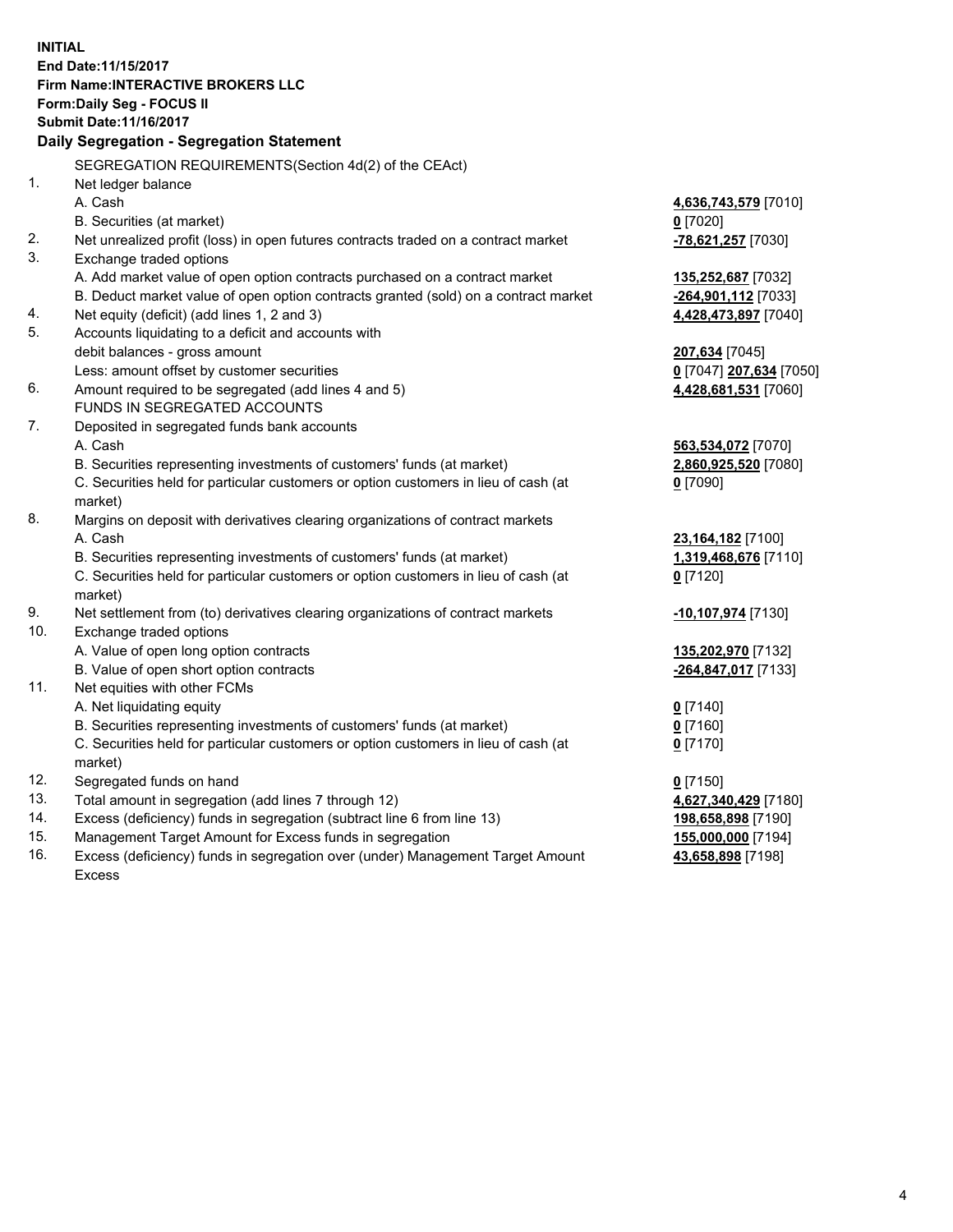**INITIAL**
**End Date:11/15/2017**
**Firm Name:INTERACTIVE BROKERS LLC**
**Form:Daily Seg - FOCUS II**
**Submit Date:11/16/2017**

**Daily Segregation - Segregation Statement**

| | | |
|---|---|---|
| | SEGREGATION REQUIREMENTS(Section 4d(2) of the CEAct) | |
| 1. | Net ledger balance | |
| | A. Cash | **4,636,743,579** [7010] |
| | B. Securities (at market) | **0** [7020] |
| 2. | Net unrealized profit (loss) in open futures contracts traded on a contract market | **-78,621,257** [7030] |
| 3. | Exchange traded options | |
| | A. Add market value of open option contracts purchased on a contract market | **135,252,687** [7032] |
| | B. Deduct market value of open option contracts granted (sold) on a contract market | **-264,901,112** [7033] |
| 4. | Net equity (deficit) (add lines 1, 2 and 3) | **4,428,473,897** [7040] |
| 5. | Accounts liquidating to a deficit and accounts with debit balances - gross amount | **207,634** [7045] |
| | Less: amount offset by customer securities | **0** [7047] **207,634** [7050] |
| 6. | Amount required to be segregated (add lines 4 and 5) | **4,428,681,531** [7060] |
| | FUNDS IN SEGREGATED ACCOUNTS | |
| 7. | Deposited in segregated funds bank accounts | |
| | A. Cash | **563,534,072** [7070] |
| | B. Securities representing investments of customers' funds (at market) | **2,860,925,520** [7080] |
| | C. Securities held for particular customers or option customers in lieu of cash (at market) | **0** [7090] |
| 8. | Margins on deposit with derivatives clearing organizations of contract markets | |
| | A. Cash | **23,164,182** [7100] |
| | B. Securities representing investments of customers' funds (at market) | **1,319,468,676** [7110] |
| | C. Securities held for particular customers or option customers in lieu of cash (at market) | **0** [7120] |
| 9. | Net settlement from (to) derivatives clearing organizations of contract markets | **-10,107,974** [7130] |
| 10. | Exchange traded options | |
| | A. Value of open long option contracts | **135,202,970** [7132] |
| | B. Value of open short option contracts | **-264,847,017** [7133] |
| 11. | Net equities with other FCMs | |
| | A. Net liquidating equity | **0** [7140] |
| | B. Securities representing investments of customers' funds (at market) | **0** [7160] |
| | C. Securities held for particular customers or option customers in lieu of cash (at market) | **0** [7170] |
| 12. | Segregated funds on hand | **0** [7150] |
| 13. | Total amount in segregation (add lines 7 through 12) | **4,627,340,429** [7180] |
| 14. | Excess (deficiency) funds in segregation (subtract line 6 from line 13) | **198,658,898** [7190] |
| 15. | Management Target Amount for Excess funds in segregation | **155,000,000** [7194] |
| 16. | Excess (deficiency) funds in segregation over (under) Management Target Amount Excess | **43,658,898** [7198] |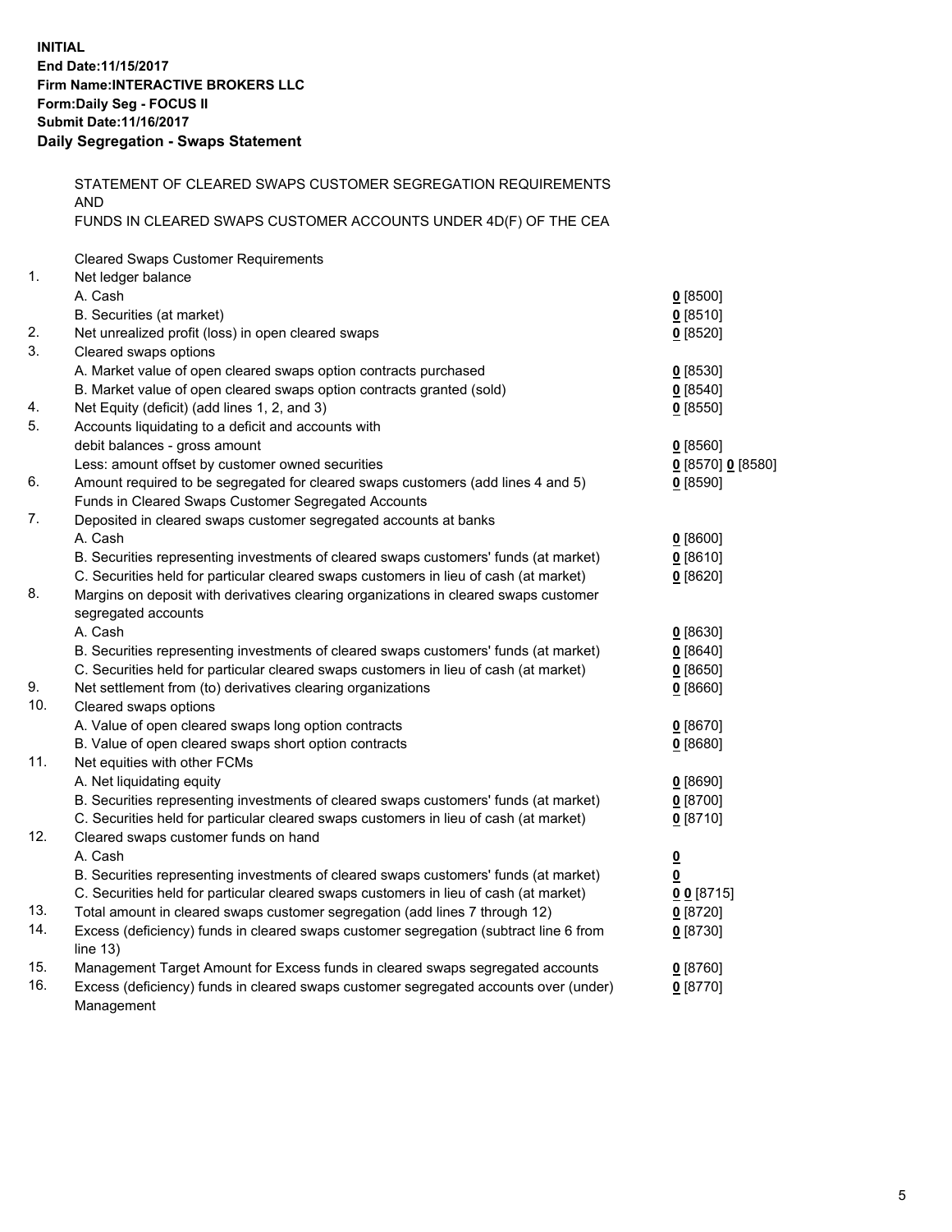**INITIAL**
**End Date:11/15/2017**
**Firm Name:INTERACTIVE BROKERS LLC**
**Form:Daily Seg - FOCUS II**
**Submit Date:11/16/2017**
**Daily Segregation - Swaps Statement**

STATEMENT OF CLEARED SWAPS CUSTOMER SEGREGATION REQUIREMENTS AND FUNDS IN CLEARED SWAPS CUSTOMER ACCOUNTS UNDER 4D(F) OF THE CEA

| | | |
|---|---|---|
| | Cleared Swaps Customer Requirements | |
| 1. | Net ledger balance | |
| | A. Cash | 0 [8500] |
| | B. Securities (at market) | 0 [8510] |
| 2. | Net unrealized profit (loss) in open cleared swaps | 0 [8520] |
| 3. | Cleared swaps options | |
| | A. Market value of open cleared swaps option contracts purchased | 0 [8530] |
| | B. Market value of open cleared swaps option contracts granted (sold) | 0 [8540] |
| 4. | Net Equity (deficit) (add lines 1, 2, and 3) | 0 [8550] |
| 5. | Accounts liquidating to a deficit and accounts with | |
| | debit balances - gross amount | 0 [8560] |
| | Less: amount offset by customer owned securities | 0 [8570] 0 [8580] |
| 6. | Amount required to be segregated for cleared swaps customers (add lines 4 and 5) | 0 [8590] |
| | Funds in Cleared Swaps Customer Segregated Accounts | |
| 7. | Deposited in cleared swaps customer segregated accounts at banks | |
| | A. Cash | 0 [8600] |
| | B. Securities representing investments of cleared swaps customers' funds (at market) | 0 [8610] |
| | C. Securities held for particular cleared swaps customers in lieu of cash (at market) | 0 [8620] |
| 8. | Margins on deposit with derivatives clearing organizations in cleared swaps customer segregated accounts | |
| | A. Cash | 0 [8630] |
| | B. Securities representing investments of cleared swaps customers' funds (at market) | 0 [8640] |
| | C. Securities held for particular cleared swaps customers in lieu of cash (at market) | 0 [8650] |
| 9. | Net settlement from (to) derivatives clearing organizations | 0 [8660] |
| 10. | Cleared swaps options | |
| | A. Value of open cleared swaps long option contracts | 0 [8670] |
| | B. Value of open cleared swaps short option contracts | 0 [8680] |
| 11. | Net equities with other FCMs | |
| | A. Net liquidating equity | 0 [8690] |
| | B. Securities representing investments of cleared swaps customers' funds (at market) | 0 [8700] |
| | C. Securities held for particular cleared swaps customers in lieu of cash (at market) | 0 [8710] |
| 12. | Cleared swaps customer funds on hand | |
| | A. Cash | 0 |
| | B. Securities representing investments of cleared swaps customers' funds (at market) | 0 |
| | C. Securities held for particular cleared swaps customers in lieu of cash (at market) | 0 0 [8715] |
| 13. | Total amount in cleared swaps customer segregation (add lines 7 through 12) | 0 [8720] |
| 14. | Excess (deficiency) funds in cleared swaps customer segregation (subtract line 6 from line 13) | 0 [8730] |
| 15. | Management Target Amount for Excess funds in cleared swaps segregated accounts | 0 [8760] |
| 16. | Excess (deficiency) funds in cleared swaps customer segregated accounts over (under) Management | 0 [8770] |